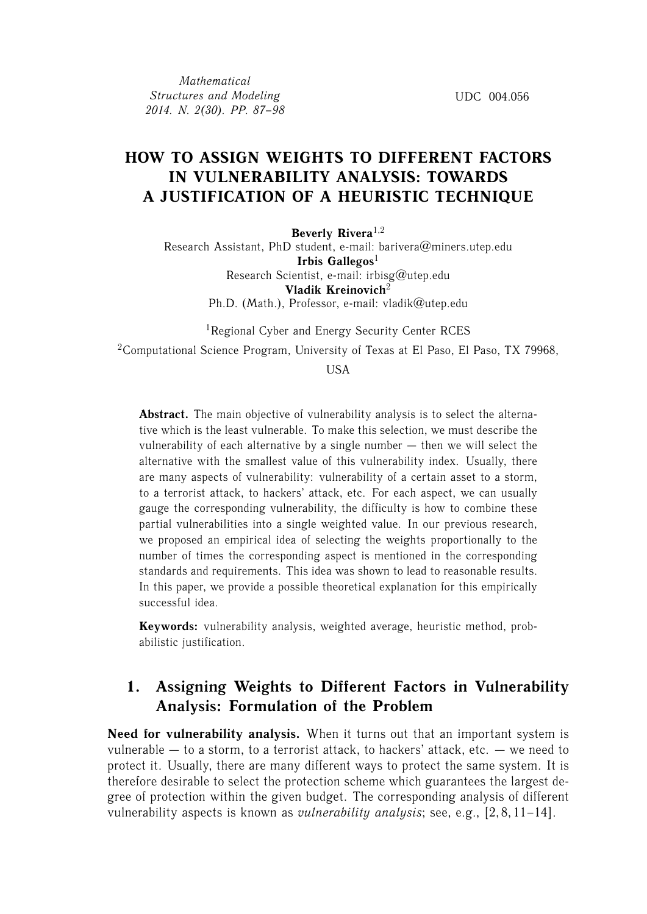UDC 004.056

# HOW TO ASSIGN WEIGHTS TO DIFFERENT FACTORS IN VULNERABILITY ANALYSIS: TOWARDS A JUSTIFICATION OF A HEURISTIC TECHNIQUE

**Beverly Rivera**[1,2]
Research Assistant, PhD student, e-mail: barivera@miners.utep.edu
**Irbis Gallegos**[1]
Research Scientist, e-mail: irbisg@utep.edu
**Vladik Kreinovich**[2]
Ph.D. (Math.), Professor, e-mail: vladik@utep.edu

[1]Regional Cyber and Energy Security Center RCES
[2]Computational Science Program, University of Texas at El Paso, El Paso, TX 79968, USA

**Abstract.** The main objective of vulnerability analysis is to select the alternative which is the least vulnerable. To make this selection, we must describe the vulnerability of each alternative by a single number — then we will select the alternative with the smallest value of this vulnerability index. Usually, there are many aspects of vulnerability: vulnerability of a certain asset to a storm, to a terrorist attack, to hackers' attack, etc. For each aspect, we can usually gauge the corresponding vulnerability, the difficulty is how to combine these partial vulnerabilities into a single weighted value. In our previous research, we proposed an empirical idea of selecting the weights proportionally to the number of times the corresponding aspect is mentioned in the corresponding standards and requirements. This idea was shown to lead to reasonable results. In this paper, we provide a possible theoretical explanation for this empirically successful idea.

**Keywords:** vulnerability analysis, weighted average, heuristic method, probabilistic justification.

## 1. Assigning Weights to Different Factors in Vulnerability Analysis: Formulation of the Problem

**Need for vulnerability analysis.** When it turns out that an important system is vulnerable — to a storm, to a terrorist attack, to hackers' attack, etc. — we need to protect it. Usually, there are many different ways to protect the same system. It is therefore desirable to select the protection scheme which guarantees the largest degree of protection within the given budget. The corresponding analysis of different vulnerability aspects is known as *vulnerability analysis*; see, e.g., [2, 8, 11–14].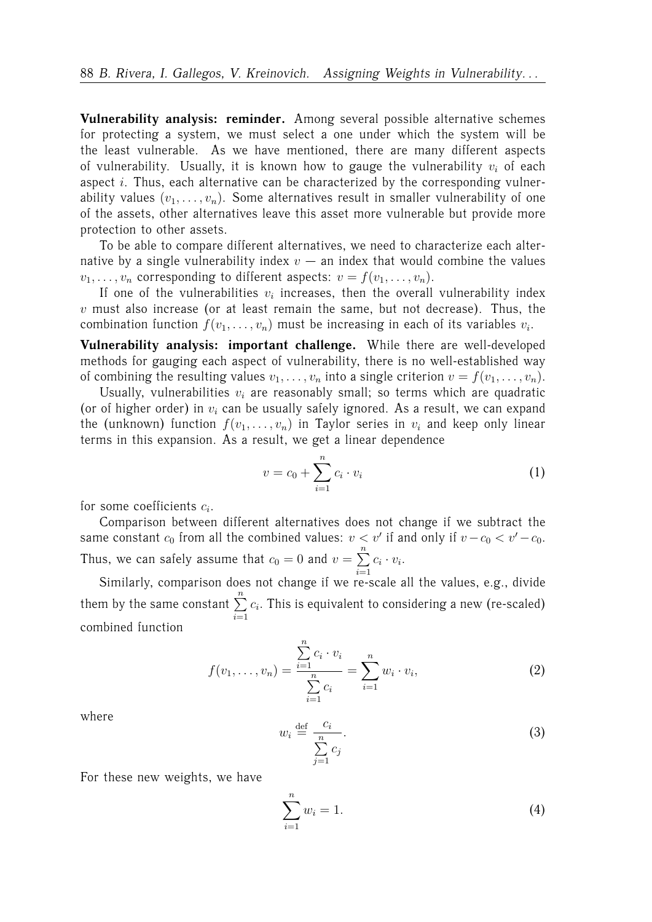**Vulnerability analysis: reminder.** Among several possible alternative schemes for protecting a system, we must select a one under which the system will be the least vulnerable. As we have mentioned, there are many different aspects of vulnerability. Usually, it is known how to gauge the vulnerability $v_i$ of each aspect $i$. Thus, each alternative can be characterized by the corresponding vulnerability values $(v_1, \ldots, v_n)$. Some alternatives result in smaller vulnerability of one of the assets, other alternatives leave this asset more vulnerable but provide more protection to other assets.

To be able to compare different alternatives, we need to characterize each alternative by a single vulnerability index $v$ — an index that would combine the values $v_1, \ldots, v_n$ corresponding to different aspects: $v = f(v_1, \ldots, v_n)$.

If one of the vulnerabilities $v_i$ increases, then the overall vulnerability index $v$ must also increase (or at least remain the same, but not decrease). Thus, the combination function $f(v_1, \ldots, v_n)$ must be increasing in each of its variables $v_i$.

**Vulnerability analysis: important challenge.** While there are well-developed methods for gauging each aspect of vulnerability, there is no well-established way of combining the resulting values $v_1, \ldots, v_n$ into a single criterion $v = f(v_1, \ldots, v_n)$.

Usually, vulnerabilities $v_i$ are reasonably small; so terms which are quadratic (or of higher order) in $v_i$ can be usually safely ignored. As a result, we can expand the (unknown) function $f(v_1, \ldots, v_n)$ in Taylor series in $v_i$ and keep only linear terms in this expansion. As a result, we get a linear dependence

$$v = c_0 + \sum_{i=1}^{n} c_i \cdot v_i \tag{1}$$

for some coefficients $c_i$.

Comparison between different alternatives does not change if we subtract the same constant $c_0$ from all the combined values: $v < v'$ if and only if $v - c_0 < v' - c_0$. Thus, we can safely assume that $c_0 = 0$ and $v = \sum\limits_{i=1}^{n} c_i \cdot v_i$.

Similarly, comparison does not change if we re-scale all the values, e.g., divide them by the same constant $\sum\limits_{i=1}^{n} c_i$. This is equivalent to considering a new (re-scaled) combined function

$$f(v_1, \ldots, v_n) = \frac{\sum\limits_{i=1}^{n} c_i \cdot v_i}{\sum\limits_{i=1}^{n} c_i} = \sum_{i=1}^{n} w_i \cdot v_i, \tag{2}$$

where

$$w_i \stackrel{\text{def}}{=} \frac{c_i}{\sum\limits_{j=1}^{n} c_j}. \tag{3}$$

For these new weights, we have

$$\sum_{i=1}^{n} w_i = 1. \tag{4}$$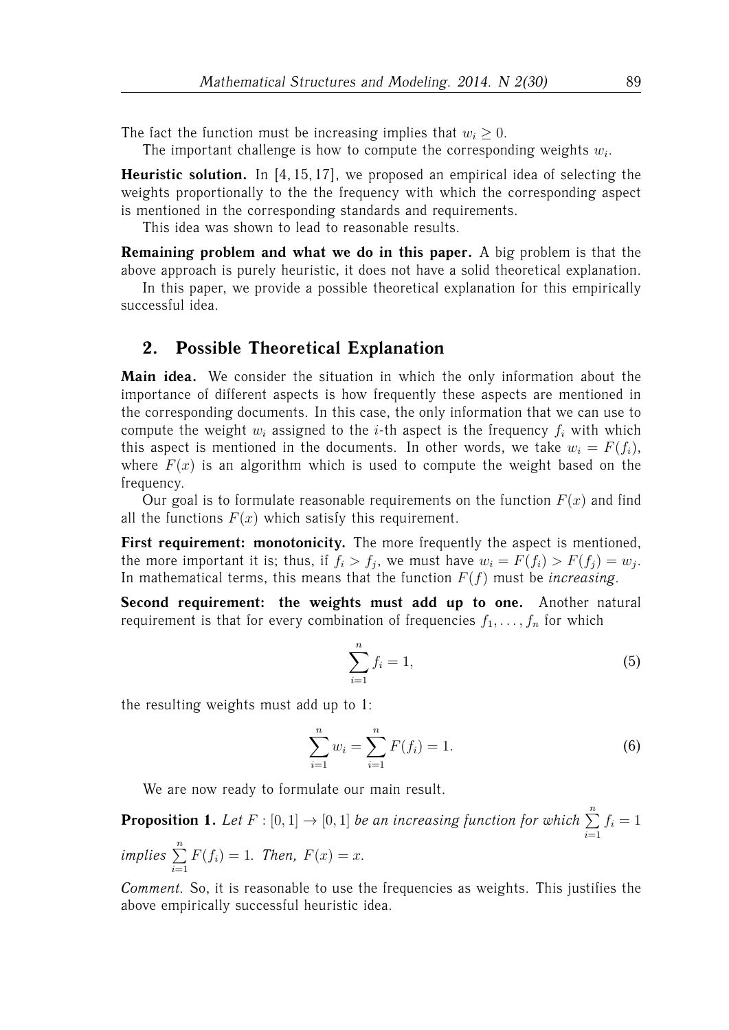The fact the function must be increasing implies that $w_i \geq 0$.

The important challenge is how to compute the corresponding weights $w_i$.

**Heuristic solution.** In [4, 15, 17], we proposed an empirical idea of selecting the weights proportionally to the the frequency with which the corresponding aspect is mentioned in the corresponding standards and requirements.

This idea was shown to lead to reasonable results.

**Remaining problem and what we do in this paper.** A big problem is that the above approach is purely heuristic, it does not have a solid theoretical explanation.

In this paper, we provide a possible theoretical explanation for this empirically successful idea.

## 2. Possible Theoretical Explanation

**Main idea.** We consider the situation in which the only information about the importance of different aspects is how frequently these aspects are mentioned in the corresponding documents. In this case, the only information that we can use to compute the weight $w_i$ assigned to the $i$-th aspect is the frequency $f_i$ with which this aspect is mentioned in the documents. In other words, we take $w_i = F(f_i)$, where $F(x)$ is an algorithm which is used to compute the weight based on the frequency.

Our goal is to formulate reasonable requirements on the function $F(x)$ and find all the functions $F(x)$ which satisfy this requirement.

**First requirement: monotonicity.** The more frequently the aspect is mentioned, the more important it is; thus, if $f_i > f_j$, we must have $w_i = F(f_i) > F(f_j) = w_j$. In mathematical terms, this means that the function $F(f)$ must be *increasing*.

**Second requirement: the weights must add up to one.** Another natural requirement is that for every combination of frequencies $f_1, \ldots, f_n$ for which

$$\sum_{i=1}^{n} f_i = 1, \tag{5}$$

the resulting weights must add up to 1:

$$\sum_{i=1}^{n} w_i = \sum_{i=1}^{n} F(f_i) = 1. \tag{6}$$

We are now ready to formulate our main result.

**Proposition 1.** *Let $F : [0,1] \to [0,1]$ be an increasing function for which $\sum\limits_{i=1}^{n} f_i = 1$ implies $\sum\limits_{i=1}^{n} F(f_i) = 1$. Then, $F(x) = x$.*

*Comment.* So, it is reasonable to use the frequencies as weights. This justifies the above empirically successful heuristic idea.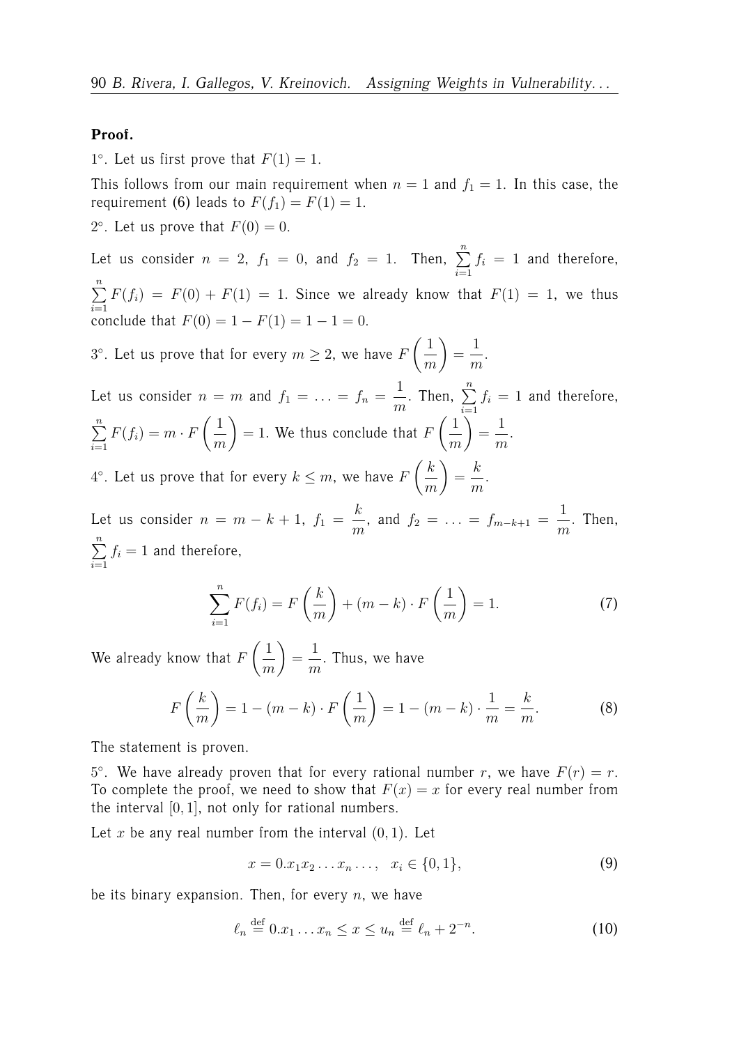**Proof.**

1°. Let us first prove that $F(1) = 1$.

This follows from our main requirement when $n = 1$ and $f_1 = 1$. In this case, the requirement (6) leads to $F(f_1) = F(1) = 1$.

2°. Let us prove that $F(0) = 0$.

Let us consider $n = 2$, $f_1 = 0$, and $f_2 = 1$. Then, $\sum\limits_{i=1}^{n} f_i = 1$ and therefore, $\sum\limits_{i=1}^{n} F(f_i) = F(0) + F(1) = 1$. Since we already know that $F(1) = 1$, we thus conclude that $F(0) = 1 - F(1) = 1 - 1 = 0$.

3°. Let us prove that for every $m \geq 2$, we have $F\left(\dfrac{1}{m}\right) = \dfrac{1}{m}$.

Let us consider $n = m$ and $f_1 = \ldots = f_n = \dfrac{1}{m}$. Then, $\sum\limits_{i=1}^{n} f_i = 1$ and therefore, $\sum\limits_{i=1}^{n} F(f_i) = m \cdot F\left(\dfrac{1}{m}\right) = 1$. We thus conclude that $F\left(\dfrac{1}{m}\right) = \dfrac{1}{m}$.

4°. Let us prove that for every $k \leq m$, we have $F\left(\dfrac{k}{m}\right) = \dfrac{k}{m}$.

Let us consider $n = m - k + 1$, $f_1 = \dfrac{k}{m}$, and $f_2 = \ldots = f_{m-k+1} = \dfrac{1}{m}$. Then, $\sum\limits_{i=1}^{n} f_i = 1$ and therefore,

$$\sum_{i=1}^{n} F(f_i) = F\left(\frac{k}{m}\right) + (m-k) \cdot F\left(\frac{1}{m}\right) = 1. \tag{7}$$

We already know that $F\left(\dfrac{1}{m}\right) = \dfrac{1}{m}$. Thus, we have

$$F\left(\frac{k}{m}\right) = 1 - (m-k) \cdot F\left(\frac{1}{m}\right) = 1 - (m-k) \cdot \frac{1}{m} = \frac{k}{m}. \tag{8}$$

The statement is proven.

5°. We have already proven that for every rational number $r$, we have $F(r) = r$. To complete the proof, we need to show that $F(x) = x$ for every real number from the interval $[0, 1]$, not only for rational numbers.

Let $x$ be any real number from the interval $(0, 1)$. Let

$$x = 0.x_1 x_2 \ldots x_n \ldots, \quad x_i \in \{0, 1\}, \tag{9}$$

be its binary expansion. Then, for every $n$, we have

$$\ell_n \stackrel{\text{def}}{=} 0.x_1 \ldots x_n \leq x \leq u_n \stackrel{\text{def}}{=} \ell_n + 2^{-n}. \tag{10}$$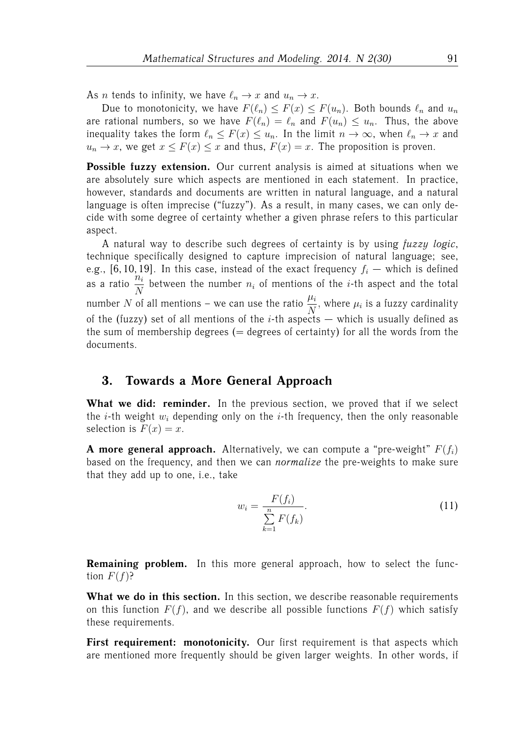As $n$ tends to infinity, we have $\ell_n \to x$ and $u_n \to x$.

Due to monotonicity, we have $F(\ell_n) \le F(x) \le F(u_n)$. Both bounds $\ell_n$ and $u_n$ are rational numbers, so we have $F(\ell_n) = \ell_n$ and $F(u_n) \le u_n$. Thus, the above inequality takes the form $\ell_n \le F(x) \le u_n$. In the limit $n \to \infty$, when $\ell_n \to x$ and $u_n \to x$, we get $x \le F(x) \le x$ and thus, $F(x) = x$. The proposition is proven.

**Possible fuzzy extension.** Our current analysis is aimed at situations when we are absolutely sure which aspects are mentioned in each statement. In practice, however, standards and documents are written in natural language, and a natural language is often imprecise ("fuzzy"). As a result, in many cases, we can only decide with some degree of certainty whether a given phrase refers to this particular aspect.

A natural way to describe such degrees of certainty is by using *fuzzy logic*, technique specifically designed to capture imprecision of natural language; see, e.g., [6, 10, 19]. In this case, instead of the exact frequency $f_i$ — which is defined as a ratio $\frac{n_i}{N}$ between the number $n_i$ of mentions of the $i$-th aspect and the total number $N$ of all mentions – we can use the ratio $\frac{\mu_i}{N}$, where $\mu_i$ is a fuzzy cardinality of the (fuzzy) set of all mentions of the $i$-th aspects — which is usually defined as the sum of membership degrees (= degrees of certainty) for all the words from the documents.

## 3. Towards a More General Approach

**What we did: reminder.** In the previous section, we proved that if we select the $i$-th weight $w_i$ depending only on the $i$-th frequency, then the only reasonable selection is $F(x) = x$.

**A more general approach.** Alternatively, we can compute a "pre-weight" $F(f_i)$ based on the frequency, and then we can *normalize* the pre-weights to make sure that they add up to one, i.e., take

$$w_i = \frac{F(f_i)}{\sum\limits_{k=1}^{n} F(f_k)}. \tag{11}$$

**Remaining problem.** In this more general approach, how to select the function $F(f)$?

**What we do in this section.** In this section, we describe reasonable requirements on this function $F(f)$, and we describe all possible functions $F(f)$ which satisfy these requirements.

**First requirement: monotonicity.** Our first requirement is that aspects which are mentioned more frequently should be given larger weights. In other words, if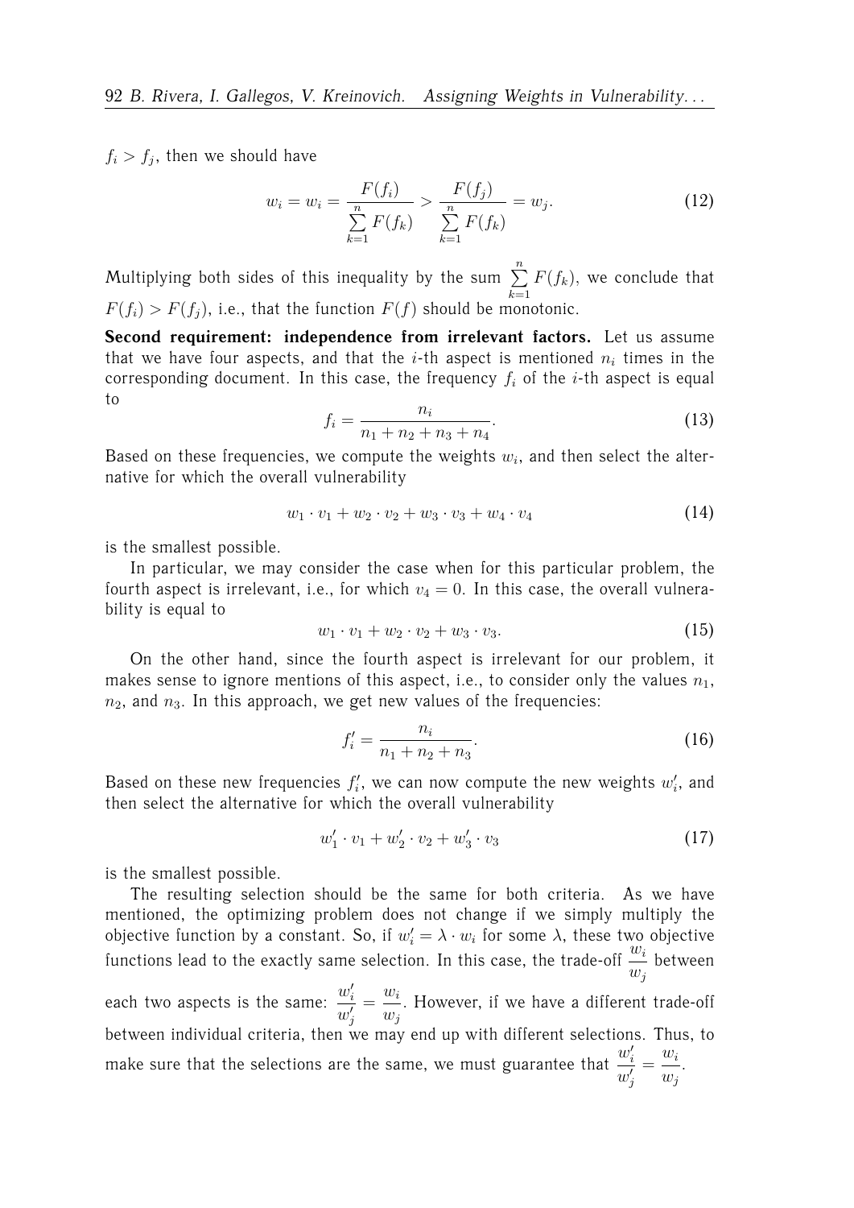$f_i > f_j$, then we should have

$$w_i = w_i = \frac{F(f_i)}{\sum\limits_{k=1}^{n} F(f_k)} > \frac{F(f_j)}{\sum\limits_{k=1}^{n} F(f_k)} = w_j. \tag{12}$$

Multiplying both sides of this inequality by the sum $\sum\limits_{k=1}^{n} F(f_k)$, we conclude that $F(f_i) > F(f_j)$, i.e., that the function $F(f)$ should be monotonic.

**Second requirement: independence from irrelevant factors.** Let us assume that we have four aspects, and that the $i$-th aspect is mentioned $n_i$ times in the corresponding document. In this case, the frequency $f_i$ of the $i$-th aspect is equal to

$$f_i = \frac{n_i}{n_1 + n_2 + n_3 + n_4}. \tag{13}$$

Based on these frequencies, we compute the weights $w_i$, and then select the alternative for which the overall vulnerability

$$w_1 \cdot v_1 + w_2 \cdot v_2 + w_3 \cdot v_3 + w_4 \cdot v_4 \tag{14}$$

is the smallest possible.

In particular, we may consider the case when for this particular problem, the fourth aspect is irrelevant, i.e., for which $v_4 = 0$. In this case, the overall vulnerability is equal to

$$w_1 \cdot v_1 + w_2 \cdot v_2 + w_3 \cdot v_3. \tag{15}$$

On the other hand, since the fourth aspect is irrelevant for our problem, it makes sense to ignore mentions of this aspect, i.e., to consider only the values $n_1$, $n_2$, and $n_3$. In this approach, we get new values of the frequencies:

$$f'_i = \frac{n_i}{n_1 + n_2 + n_3}. \tag{16}$$

Based on these new frequencies $f'_i$, we can now compute the new weights $w'_i$, and then select the alternative for which the overall vulnerability

$$w'_1 \cdot v_1 + w'_2 \cdot v_2 + w'_3 \cdot v_3 \tag{17}$$

is the smallest possible.

The resulting selection should be the same for both criteria. As we have mentioned, the optimizing problem does not change if we simply multiply the objective function by a constant. So, if $w'_i = \lambda \cdot w_i$ for some $\lambda$, these two objective functions lead to the exactly same selection. In this case, the trade-off $\frac{w_i}{w_j}$ between each two aspects is the same: $\frac{w'_i}{w'_j} = \frac{w_i}{w_j}$. However, if we have a different trade-off between individual criteria, then we may end up with different selections. Thus, to make sure that the selections are the same, we must guarantee that $\frac{w'_i}{w'_j} = \frac{w_i}{w_j}$.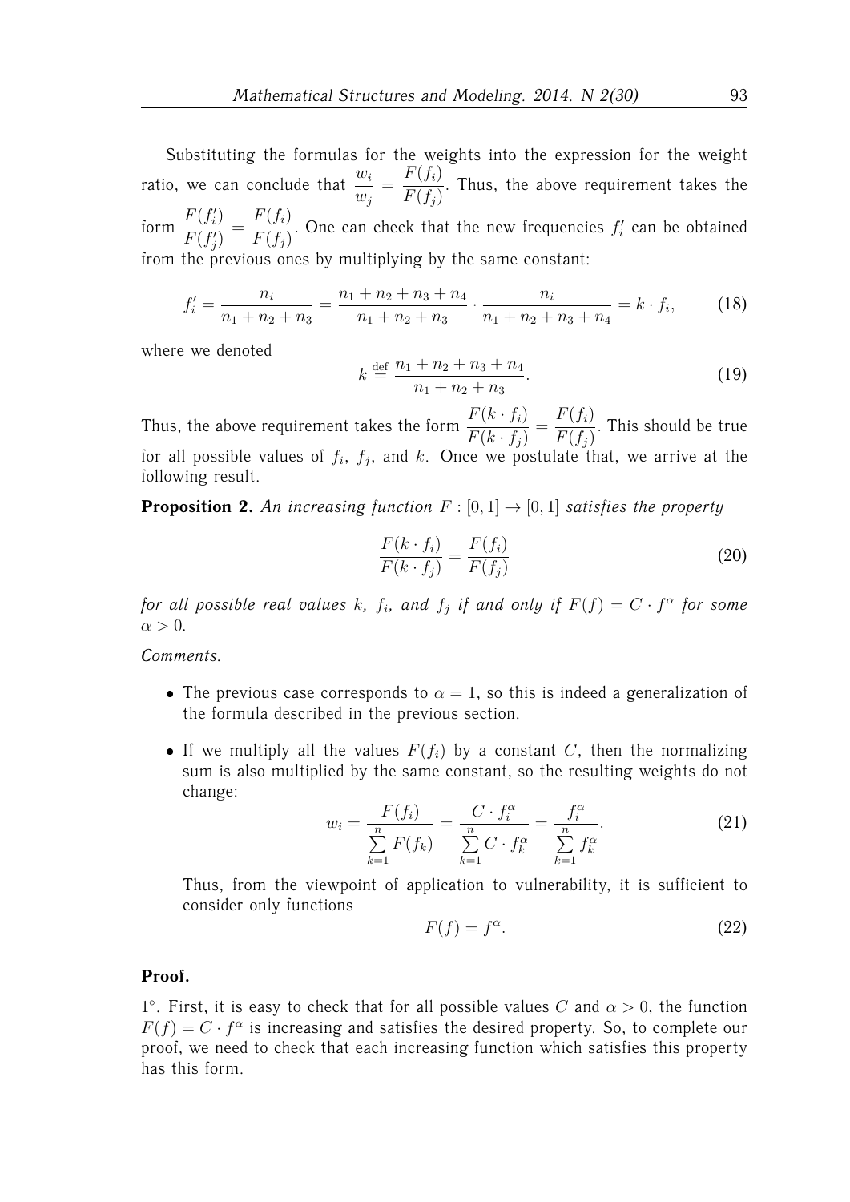Substituting the formulas for the weights into the expression for the weight ratio, we can conclude that $\dfrac{w_i}{w_j} = \dfrac{F(f_i)}{F(f_j)}$. Thus, the above requirement takes the form $\dfrac{F(f_i')}{F(f_j')} = \dfrac{F(f_i)}{F(f_j)}$. One can check that the new frequencies $f_i'$ can be obtained from the previous ones by multiplying by the same constant:

$$f_i' = \frac{n_i}{n_1+n_2+n_3} = \frac{n_1+n_2+n_3+n_4}{n_1+n_2+n_3} \cdot \frac{n_i}{n_1+n_2+n_3+n_4} = k \cdot f_i, \tag{18}$$

where we denoted

$$k \stackrel{\text{def}}{=} \frac{n_1+n_2+n_3+n_4}{n_1+n_2+n_3}. \tag{19}$$

Thus, the above requirement takes the form $\dfrac{F(k \cdot f_i)}{F(k \cdot f_j)} = \dfrac{F(f_i)}{F(f_j)}$. This should be true for all possible values of $f_i$, $f_j$, and $k$. Once we postulate that, we arrive at the following result.

**Proposition 2.** *An increasing function* $F : [0,1] \to [0,1]$ *satisfies the property*

$$\frac{F(k \cdot f_i)}{F(k \cdot f_j)} = \frac{F(f_i)}{F(f_j)} \tag{20}$$

*for all possible real values* $k$*,* $f_i$*, and* $f_j$ *if and only if* $F(f) = C \cdot f^\alpha$ *for some* $\alpha > 0$.

*Comments.*

- The previous case corresponds to $\alpha = 1$, so this is indeed a generalization of the formula described in the previous section.
- If we multiply all the values $F(f_i)$ by a constant $C$, then the normalizing sum is also multiplied by the same constant, so the resulting weights do not change:

$$w_i = \frac{F(f_i)}{\sum\limits_{k=1}^{n} F(f_k)} = \frac{C \cdot f_i^\alpha}{\sum\limits_{k=1}^{n} C \cdot f_k^\alpha} = \frac{f_i^\alpha}{\sum\limits_{k=1}^{n} f_k^\alpha}. \tag{21}$$

  Thus, from the viewpoint of application to vulnerability, it is sufficient to consider only functions

$$F(f) = f^\alpha. \tag{22}$$

**Proof.**

1°. First, it is easy to check that for all possible values $C$ and $\alpha > 0$, the function $F(f) = C \cdot f^\alpha$ is increasing and satisfies the desired property. So, to complete our proof, we need to check that each increasing function which satisfies this property has this form.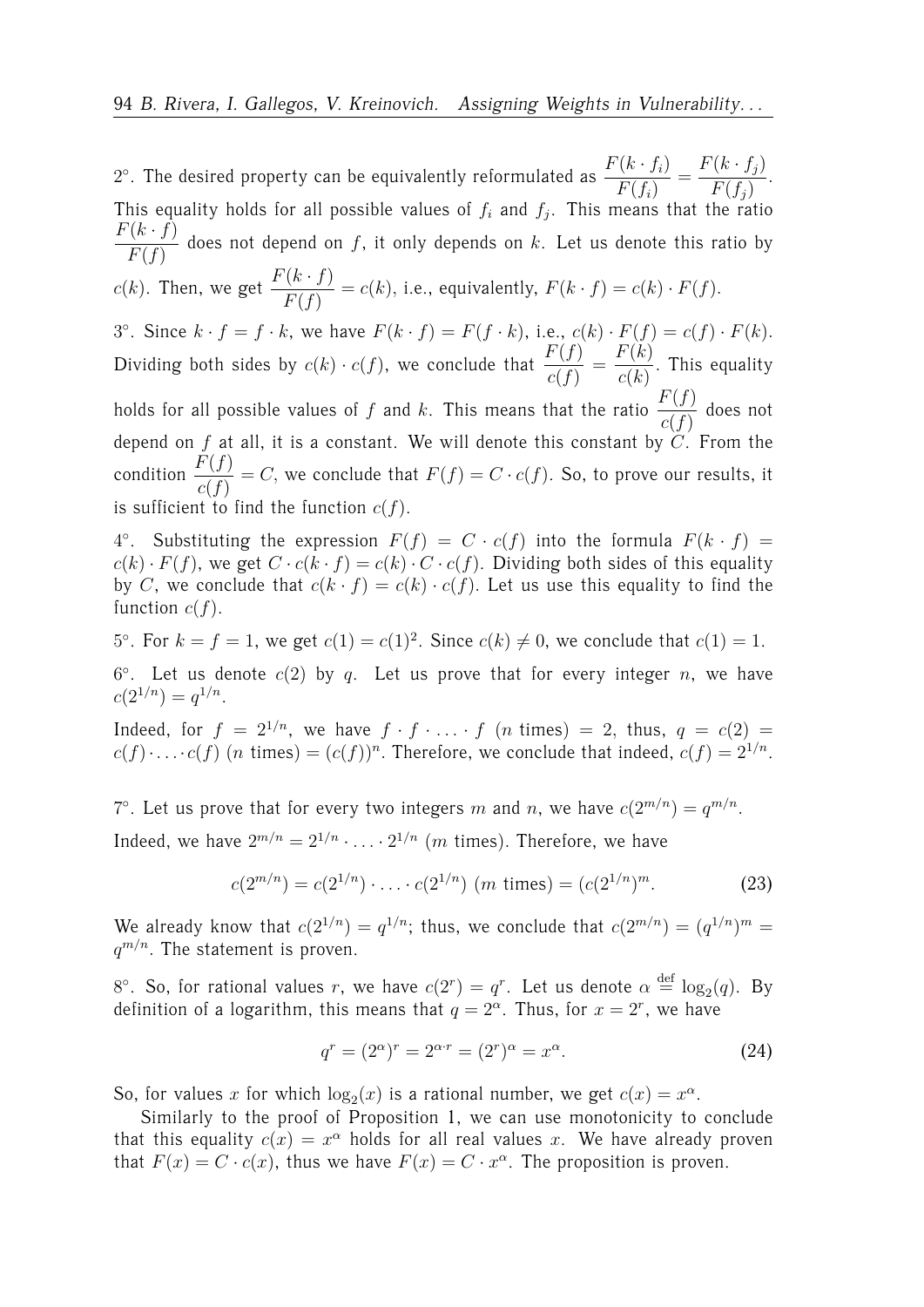2°. The desired property can be equivalently reformulated as $\dfrac{F(k \cdot f_i)}{F(f_i)} = \dfrac{F(k \cdot f_j)}{F(f_j)}$. This equality holds for all possible values of $f_i$ and $f_j$. This means that the ratio $\dfrac{F(k \cdot f)}{F(f)}$ does not depend on $f$, it only depends on $k$. Let us denote this ratio by $c(k)$. Then, we get $\dfrac{F(k \cdot f)}{F(f)} = c(k)$, i.e., equivalently, $F(k \cdot f) = c(k) \cdot F(f)$.

3°. Since $k \cdot f = f \cdot k$, we have $F(k \cdot f) = F(f \cdot k)$, i.e., $c(k) \cdot F(f) = c(f) \cdot F(k)$. Dividing both sides by $c(k) \cdot c(f)$, we conclude that $\dfrac{F(f)}{c(f)} = \dfrac{F(k)}{c(k)}$. This equality holds for all possible values of $f$ and $k$. This means that the ratio $\dfrac{F(f)}{c(f)}$ does not depend on $f$ at all, it is a constant. We will denote this constant by $C$. From the condition $\dfrac{F(f)}{c(f)} = C$, we conclude that $F(f) = C \cdot c(f)$. So, to prove our results, it is sufficient to find the function $c(f)$.

4°. Substituting the expression $F(f) = C \cdot c(f)$ into the formula $F(k \cdot f) = c(k) \cdot F(f)$, we get $C \cdot c(k \cdot f) = c(k) \cdot C \cdot c(f)$. Dividing both sides of this equality by $C$, we conclude that $c(k \cdot f) = c(k) \cdot c(f)$. Let us use this equality to find the function $c(f)$.

5°. For $k = f = 1$, we get $c(1) = c(1)^2$. Since $c(k) \neq 0$, we conclude that $c(1) = 1$.

6°. Let us denote $c(2)$ by $q$. Let us prove that for every integer $n$, we have $c(2^{1/n}) = q^{1/n}$.

Indeed, for $f = 2^{1/n}$, we have $f \cdot f \cdot \ldots \cdot f$ ($n$ times) $= 2$, thus, $q = c(2) = c(f) \cdot \ldots \cdot c(f)$ ($n$ times) $= (c(f))^n$. Therefore, we conclude that indeed, $c(f) = 2^{1/n}$.

7°. Let us prove that for every two integers $m$ and $n$, we have $c(2^{m/n}) = q^{m/n}$.

Indeed, we have $2^{m/n} = 2^{1/n} \cdot \ldots \cdot 2^{1/n}$ ($m$ times). Therefore, we have

$$c(2^{m/n}) = c(2^{1/n}) \cdot \ldots \cdot c(2^{1/n}) \text{ ($m$ times)} = (c(2^{1/n})^m. \tag{23}$$

We already know that $c(2^{1/n}) = q^{1/n}$; thus, we conclude that $c(2^{m/n}) = (q^{1/n})^m = q^{m/n}$. The statement is proven.

8°. So, for rational values $r$, we have $c(2^r) = q^r$. Let us denote $\alpha \stackrel{\text{def}}{=} \log_2(q)$. By definition of a logarithm, this means that $q = 2^\alpha$. Thus, for $x = 2^r$, we have

$$q^r = (2^\alpha)^r = 2^{\alpha \cdot r} = (2^r)^\alpha = x^\alpha. \tag{24}$$

So, for values $x$ for which $\log_2(x)$ is a rational number, we get $c(x) = x^\alpha$.

Similarly to the proof of Proposition 1, we can use monotonicity to conclude that this equality $c(x) = x^\alpha$ holds for all real values $x$. We have already proven that $F(x) = C \cdot c(x)$, thus we have $F(x) = C \cdot x^\alpha$. The proposition is proven.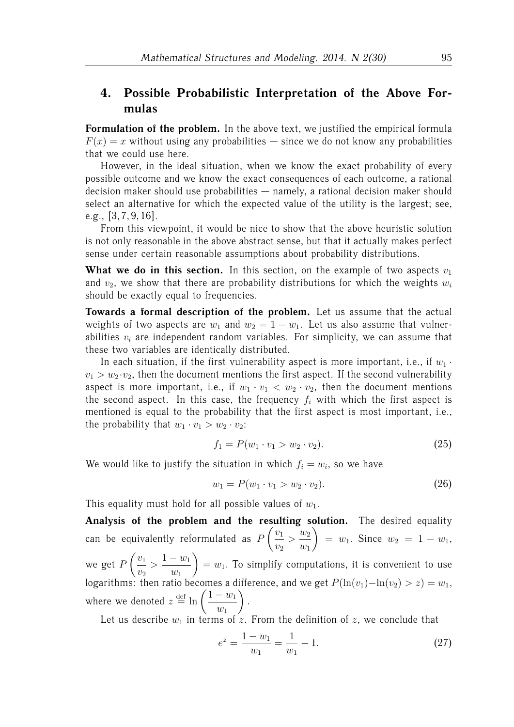## 4. Possible Probabilistic Interpretation of the Above Formulas

**Formulation of the problem.** In the above text, we justified the empirical formula $F(x) = x$ without using any probabilities — since we do not know any probabilities that we could use here.

However, in the ideal situation, when we know the exact probability of every possible outcome and we know the exact consequences of each outcome, a rational decision maker should use probabilities — namely, a rational decision maker should select an alternative for which the expected value of the utility is the largest; see, e.g., [3, 7, 9, 16].

From this viewpoint, it would be nice to show that the above heuristic solution is not only reasonable in the above abstract sense, but that it actually makes perfect sense under certain reasonable assumptions about probability distributions.

**What we do in this section.** In this section, on the example of two aspects $v_1$ and $v_2$, we show that there are probability distributions for which the weights $w_i$ should be exactly equal to frequencies.

**Towards a formal description of the problem.** Let us assume that the actual weights of two aspects are $w_1$ and $w_2 = 1 - w_1$. Let us also assume that vulnerabilities $v_i$ are independent random variables. For simplicity, we can assume that these two variables are identically distributed.

In each situation, if the first vulnerability aspect is more important, i.e., if $w_1 \cdot v_1 > w_2 \cdot v_2$, then the document mentions the first aspect. If the second vulnerability aspect is more important, i.e., if $w_1 \cdot v_1 < w_2 \cdot v_2$, then the document mentions the second aspect. In this case, the frequency $f_i$ with which the first aspect is mentioned is equal to the probability that the first aspect is most important, i.e., the probability that $w_1 \cdot v_1 > w_2 \cdot v_2$:

$$f_1 = P(w_1 \cdot v_1 > w_2 \cdot v_2). \tag{25}$$

We would like to justify the situation in which $f_i = w_i$, so we have

$$w_1 = P(w_1 \cdot v_1 > w_2 \cdot v_2). \tag{26}$$

This equality must hold for all possible values of $w_1$.

**Analysis of the problem and the resulting solution.** The desired equality can be equivalently reformulated as $P\left(\dfrac{v_1}{v_2} > \dfrac{w_2}{w_1}\right) = w_1$. Since $w_2 = 1 - w_1$, we get $P\left(\dfrac{v_1}{v_2} > \dfrac{1 - w_1}{w_1}\right) = w_1$. To simplify computations, it is convenient to use logarithms: then ratio becomes a difference, and we get $P(\ln(v_1) - \ln(v_2) > z) = w_1$, where we denoted $z \stackrel{\text{def}}{=} \ln\left(\dfrac{1 - w_1}{w_1}\right)$.

Let us describe $w_1$ in terms of $z$. From the definition of $z$, we conclude that

$$e^z = \frac{1 - w_1}{w_1} = \frac{1}{w_1} - 1. \tag{27}$$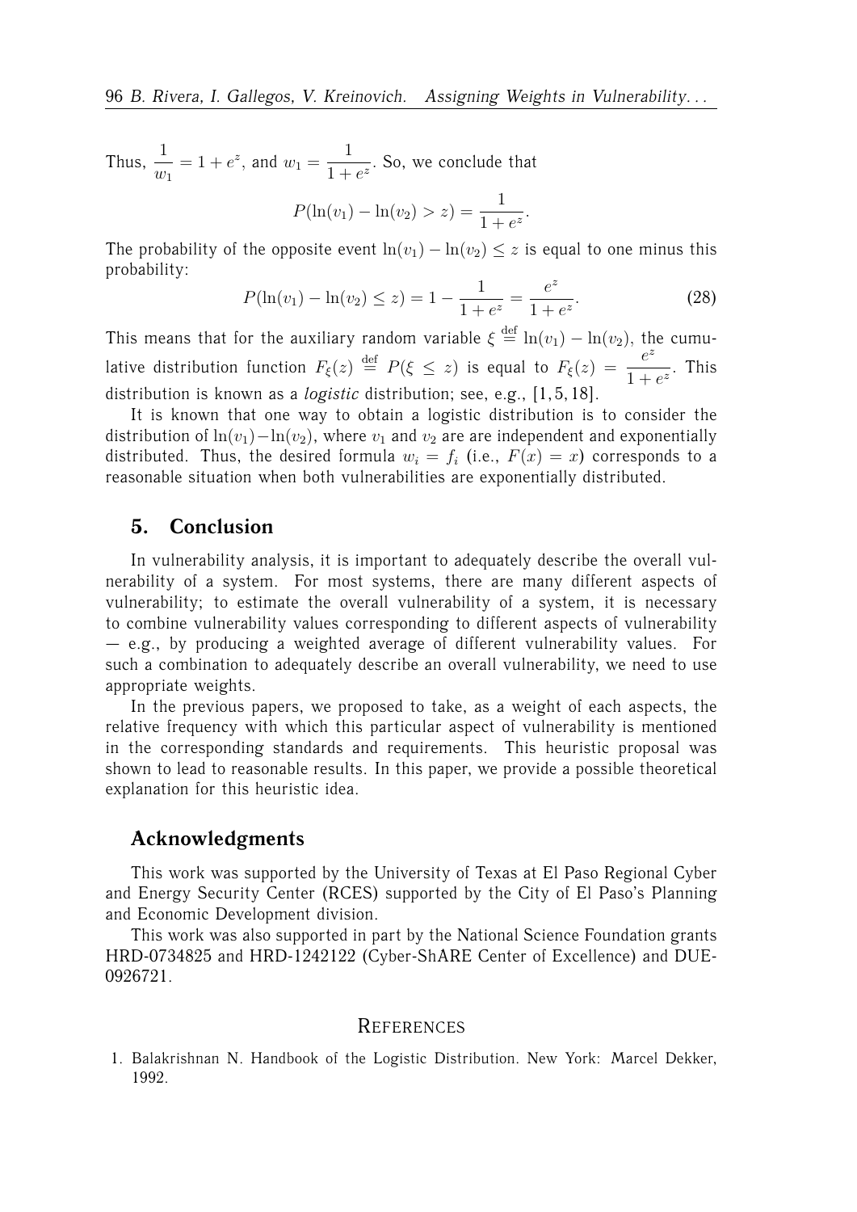Thus, $\frac{1}{w_1} = 1 + e^z$, and $w_1 = \frac{1}{1 + e^z}$. So, we conclude that

$$P(\ln(v_1) - \ln(v_2) > z) = \frac{1}{1 + e^z}.$$

The probability of the opposite event $\ln(v_1) - \ln(v_2) \le z$ is equal to one minus this probability:

$$P(\ln(v_1) - \ln(v_2) \le z) = 1 - \frac{1}{1 + e^z} = \frac{e^z}{1 + e^z}. \tag{28}$$

This means that for the auxiliary random variable $\xi \stackrel{\text{def}}{=} \ln(v_1) - \ln(v_2)$, the cumulative distribution function $F_\xi(z) \stackrel{\text{def}}{=} P(\xi \le z)$ is equal to $F_\xi(z) = \frac{e^z}{1 + e^z}$. This distribution is known as a *logistic* distribution; see, e.g., [1, 5, 18].

It is known that one way to obtain a logistic distribution is to consider the distribution of $\ln(v_1) - \ln(v_2)$, where $v_1$ and $v_2$ are are independent and exponentially distributed. Thus, the desired formula $w_i = f_i$ (i.e., $F(x) = x$) corresponds to a reasonable situation when both vulnerabilities are exponentially distributed.

## 5. Conclusion

In vulnerability analysis, it is important to adequately describe the overall vulnerability of a system. For most systems, there are many different aspects of vulnerability; to estimate the overall vulnerability of a system, it is necessary to combine vulnerability values corresponding to different aspects of vulnerability — e.g., by producing a weighted average of different vulnerability values. For such a combination to adequately describe an overall vulnerability, we need to use appropriate weights.

In the previous papers, we proposed to take, as a weight of each aspects, the relative frequency with which this particular aspect of vulnerability is mentioned in the corresponding standards and requirements. This heuristic proposal was shown to lead to reasonable results. In this paper, we provide a possible theoretical explanation for this heuristic idea.

## Acknowledgments

This work was supported by the University of Texas at El Paso Regional Cyber and Energy Security Center (RCES) supported by the City of El Paso's Planning and Economic Development division.

This work was also supported in part by the National Science Foundation grants HRD-0734825 and HRD-1242122 (Cyber-ShARE Center of Excellence) and DUE-0926721.

## References

1. Balakrishnan N. Handbook of the Logistic Distribution. New York: Marcel Dekker, 1992.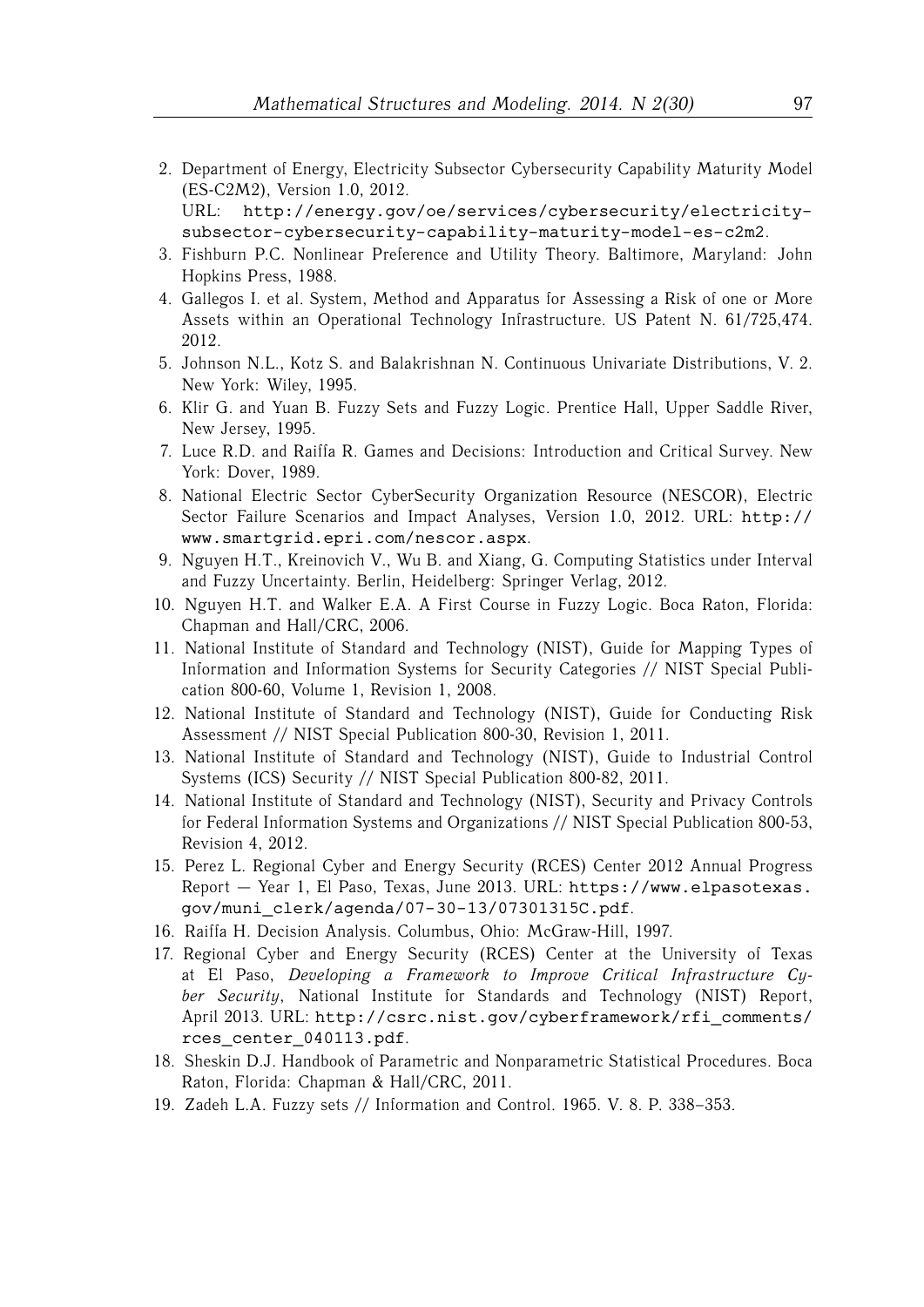2. Department of Energy, Electricity Subsector Cybersecurity Capability Maturity Model (ES-C2M2), Version 1.0, 2012.
   URL: http://energy.gov/oe/services/cybersecurity/electricity-subsector-cybersecurity-capability-maturity-model-es-c2m2.
3. Fishburn P.C. Nonlinear Preference and Utility Theory. Baltimore, Maryland: John Hopkins Press, 1988.
4. Gallegos I. et al. System, Method and Apparatus for Assessing a Risk of one or More Assets within an Operational Technology Infrastructure. US Patent N. 61/725,474. 2012.
5. Johnson N.L., Kotz S. and Balakrishnan N. Continuous Univariate Distributions, V. 2. New York: Wiley, 1995.
6. Klir G. and Yuan B. Fuzzy Sets and Fuzzy Logic. Prentice Hall, Upper Saddle River, New Jersey, 1995.
7. Luce R.D. and Raiffa R. Games and Decisions: Introduction and Critical Survey. New York: Dover, 1989.
8. National Electric Sector CyberSecurity Organization Resource (NESCOR), Electric Sector Failure Scenarios and Impact Analyses, Version 1.0, 2012. URL: http://www.smartgrid.epri.com/nescor.aspx.
9. Nguyen H.T., Kreinovich V., Wu B. and Xiang, G. Computing Statistics under Interval and Fuzzy Uncertainty. Berlin, Heidelberg: Springer Verlag, 2012.
10. Nguyen H.T. and Walker E.A. A First Course in Fuzzy Logic. Boca Raton, Florida: Chapman and Hall/CRC, 2006.
11. National Institute of Standard and Technology (NIST), Guide for Mapping Types of Information and Information Systems for Security Categories // NIST Special Publication 800-60, Volume 1, Revision 1, 2008.
12. National Institute of Standard and Technology (NIST), Guide for Conducting Risk Assessment // NIST Special Publication 800-30, Revision 1, 2011.
13. National Institute of Standard and Technology (NIST), Guide to Industrial Control Systems (ICS) Security // NIST Special Publication 800-82, 2011.
14. National Institute of Standard and Technology (NIST), Security and Privacy Controls for Federal Information Systems and Organizations // NIST Special Publication 800-53, Revision 4, 2012.
15. Perez L. Regional Cyber and Energy Security (RCES) Center 2012 Annual Progress Report — Year 1, El Paso, Texas, June 2013. URL: https://www.elpasotexas.gov/muni_clerk/agenda/07-30-13/07301315C.pdf.
16. Raiffa H. Decision Analysis. Columbus, Ohio: McGraw-Hill, 1997.
17. Regional Cyber and Energy Security (RCES) Center at the University of Texas at El Paso, *Developing a Framework to Improve Critical Infrastructure Cyber Security*, National Institute for Standards and Technology (NIST) Report, April 2013. URL: http://csrc.nist.gov/cyberframework/rfi_comments/rces_center_040113.pdf.
18. Sheskin D.J. Handbook of Parametric and Nonparametric Statistical Procedures. Boca Raton, Florida: Chapman & Hall/CRC, 2011.
19. Zadeh L.A. Fuzzy sets // Information and Control. 1965. V. 8. P. 338–353.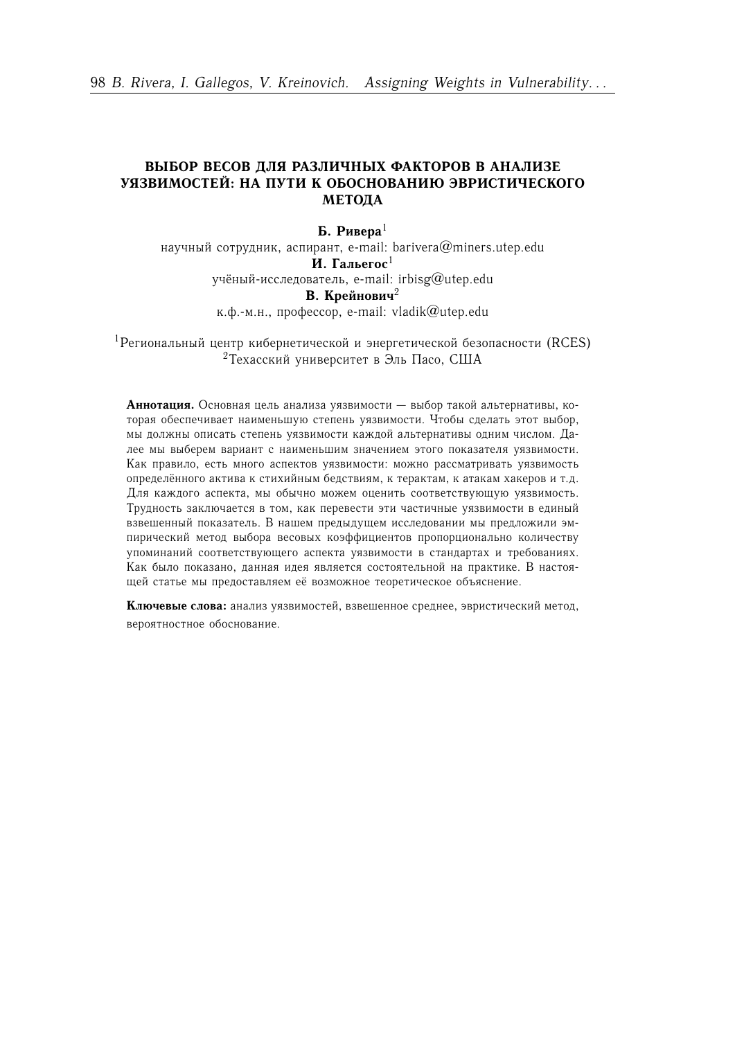# ВЫБОР ВЕСОВ ДЛЯ РАЗЛИЧНЫХ ФАКТОРОВ В АНАЛИЗЕ УЯЗВИМОСТЕЙ: НА ПУТИ К ОБОСНОВАНИЮ ЭВРИСТИЧЕСКОГО МЕТОДА

**Б. Ривера**[1]

научный сотрудник, аспирант, e-mail: barivera@miners.utep.edu

**И. Гальегос**[1]

учёный-исследователь, e-mail: irbisg@utep.edu

**В. Крейнович**[2]

к.ф.-м.н., профессор, e-mail: vladik@utep.edu

[1]Региональный центр кибернетической и энергетической безопасности (RCES)

[2]Техасский университет в Эль Пасо, США

**Аннотация.** Основная цель анализа уязвимости — выбор такой альтернативы, которая обеспечивает наименьшую степень уязвимости. Чтобы сделать этот выбор, мы должны описать степень уязвимости каждой альтернативы одним числом. Далее мы выберем вариант с наименьшим значением этого показателя уязвимости. Как правило, есть много аспектов уязвимости: можно рассматривать уязвимость определённого актива к стихийным бедствиям, к терактам, к атакам хакеров и т.д. Для каждого аспекта, мы обычно можем оценить соответствующую уязвимость. Трудность заключается в том, как перевести эти частичные уязвимости в единый взвешенный показатель. В нашем предыдущем исследовании мы предложили эмпирический метод выбора весовых коэффициентов пропорционально количеству упоминаний соответствующего аспекта уязвимости в стандартах и требованиях. Как было показано, данная идея является состоятельной на практике. В настоящей статье мы предоставляем её возможное теоретическое объяснение.

**Ключевые слова:** анализ уязвимостей, взвешенное среднее, эвристический метод, вероятностное обоснование.